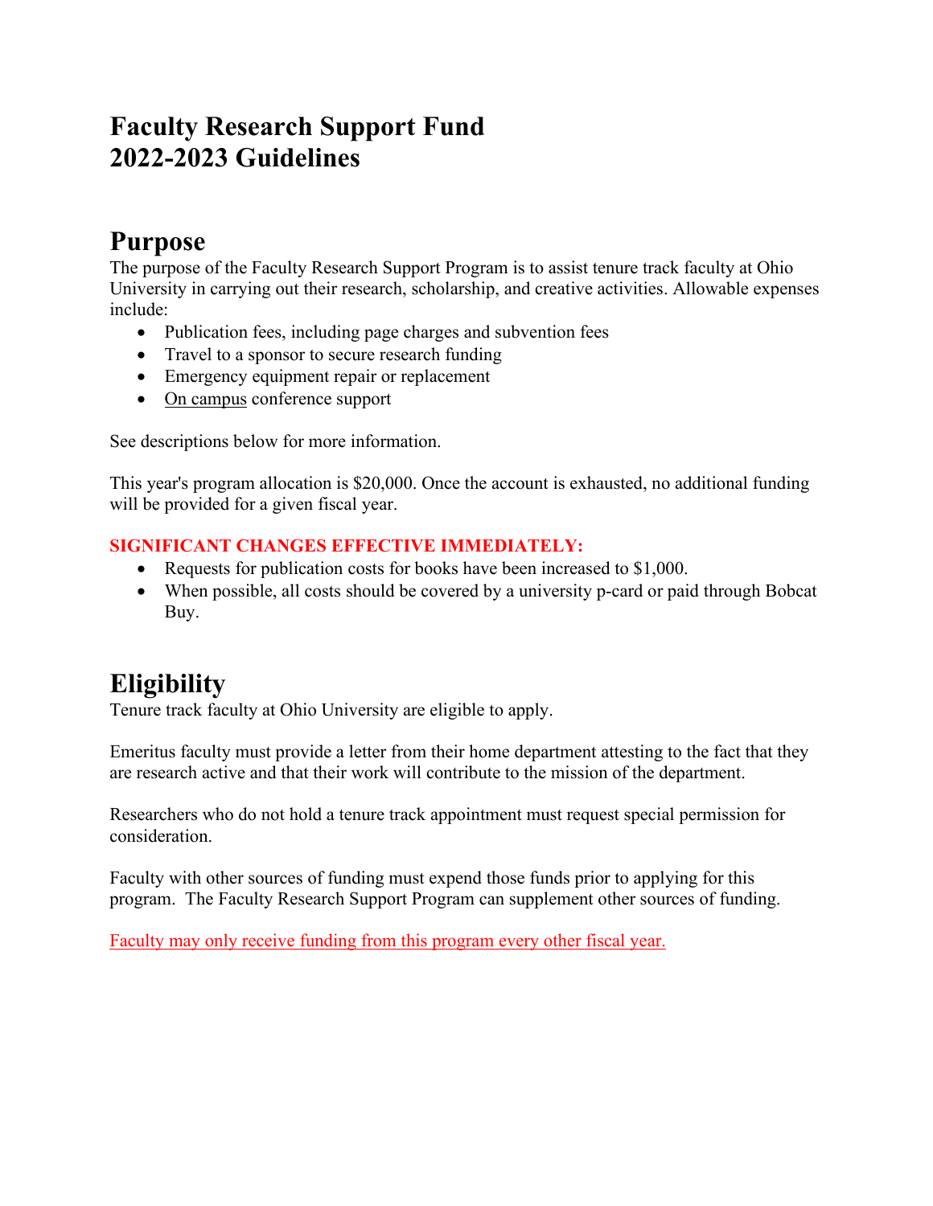# Faculty Research Support Fund
# 2022-2023 Guidelines

## Purpose

The purpose of the Faculty Research Support Program is to assist tenure track faculty at Ohio University in carrying out their research, scholarship, and creative activities. Allowable expenses include:

- Publication fees, including page charges and subvention fees
- Travel to a sponsor to secure research funding
- Emergency equipment repair or replacement
- On campus conference support

See descriptions below for more information.

This year's program allocation is $20,000. Once the account is exhausted, no additional funding will be provided for a given fiscal year.

**SIGNIFICANT CHANGES EFFECTIVE IMMEDIATELY:**

- Requests for publication costs for books have been increased to $1,000.
- When possible, all costs should be covered by a university p-card or paid through Bobcat Buy.

## Eligibility

Tenure track faculty at Ohio University are eligible to apply.

Emeritus faculty must provide a letter from their home department attesting to the fact that they are research active and that their work will contribute to the mission of the department.

Researchers who do not hold a tenure track appointment must request special permission for consideration.

Faculty with other sources of funding must expend those funds prior to applying for this program. The Faculty Research Support Program can supplement other sources of funding.

Faculty may only receive funding from this program every other fiscal year.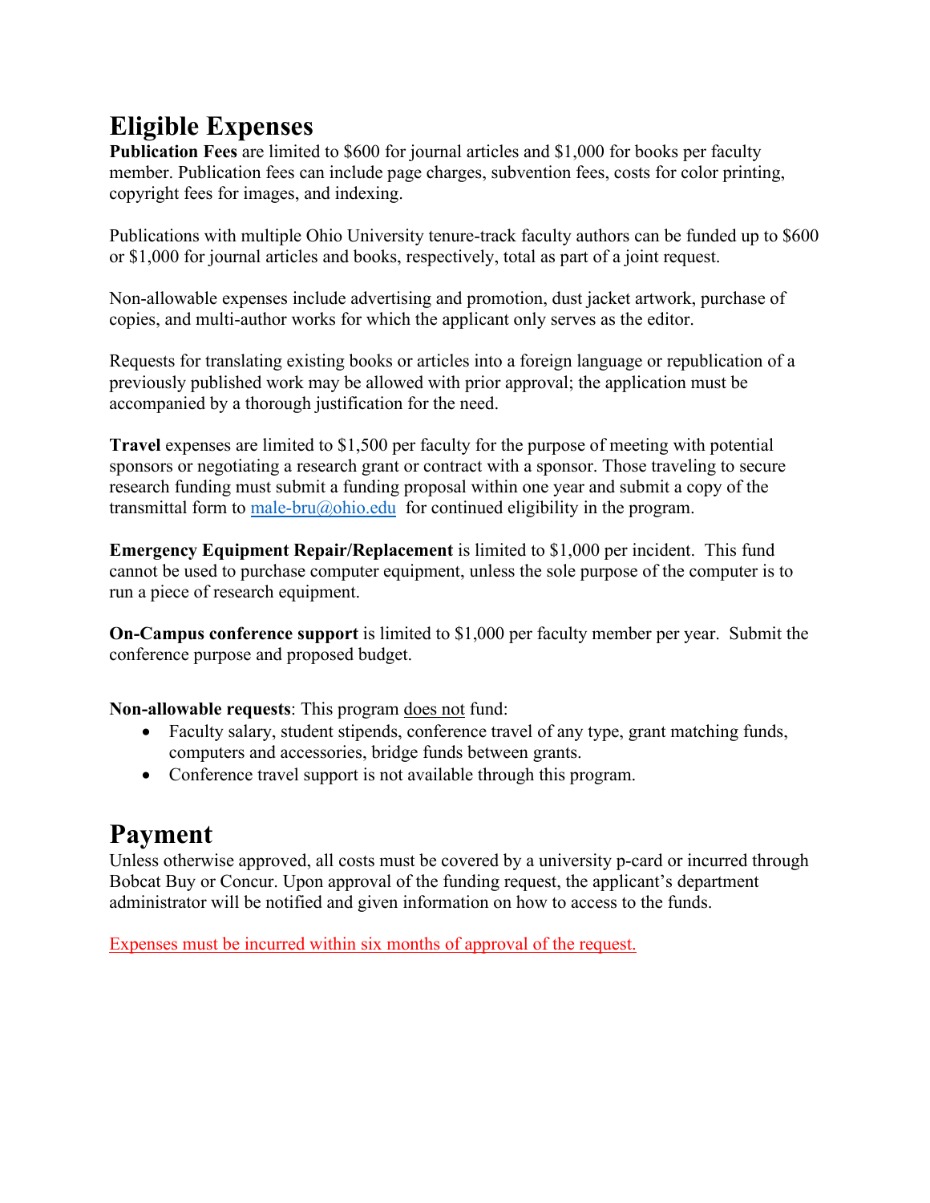# Eligible Expenses

**Publication Fees** are limited to $600 for journal articles and $1,000 for books per faculty member. Publication fees can include page charges, subvention fees, costs for color printing, copyright fees for images, and indexing.

Publications with multiple Ohio University tenure-track faculty authors can be funded up to $600 or $1,000 for journal articles and books, respectively, total as part of a joint request.

Non-allowable expenses include advertising and promotion, dust jacket artwork, purchase of copies, and multi-author works for which the applicant only serves as the editor.

Requests for translating existing books or articles into a foreign language or republication of a previously published work may be allowed with prior approval; the application must be accompanied by a thorough justification for the need.

**Travel** expenses are limited to $1,500 per faculty for the purpose of meeting with potential sponsors or negotiating a research grant or contract with a sponsor. Those traveling to secure research funding must submit a funding proposal within one year and submit a copy of the transmittal form to male-bru@ohio.edu for continued eligibility in the program.

**Emergency Equipment Repair/Replacement** is limited to $1,000 per incident. This fund cannot be used to purchase computer equipment, unless the sole purpose of the computer is to run a piece of research equipment.

**On-Campus conference support** is limited to $1,000 per faculty member per year. Submit the conference purpose and proposed budget.

**Non-allowable requests**: This program does not fund:

- Faculty salary, student stipends, conference travel of any type, grant matching funds, computers and accessories, bridge funds between grants.
- Conference travel support is not available through this program.

# Payment

Unless otherwise approved, all costs must be covered by a university p-card or incurred through Bobcat Buy or Concur. Upon approval of the funding request, the applicant's department administrator will be notified and given information on how to access to the funds.

Expenses must be incurred within six months of approval of the request.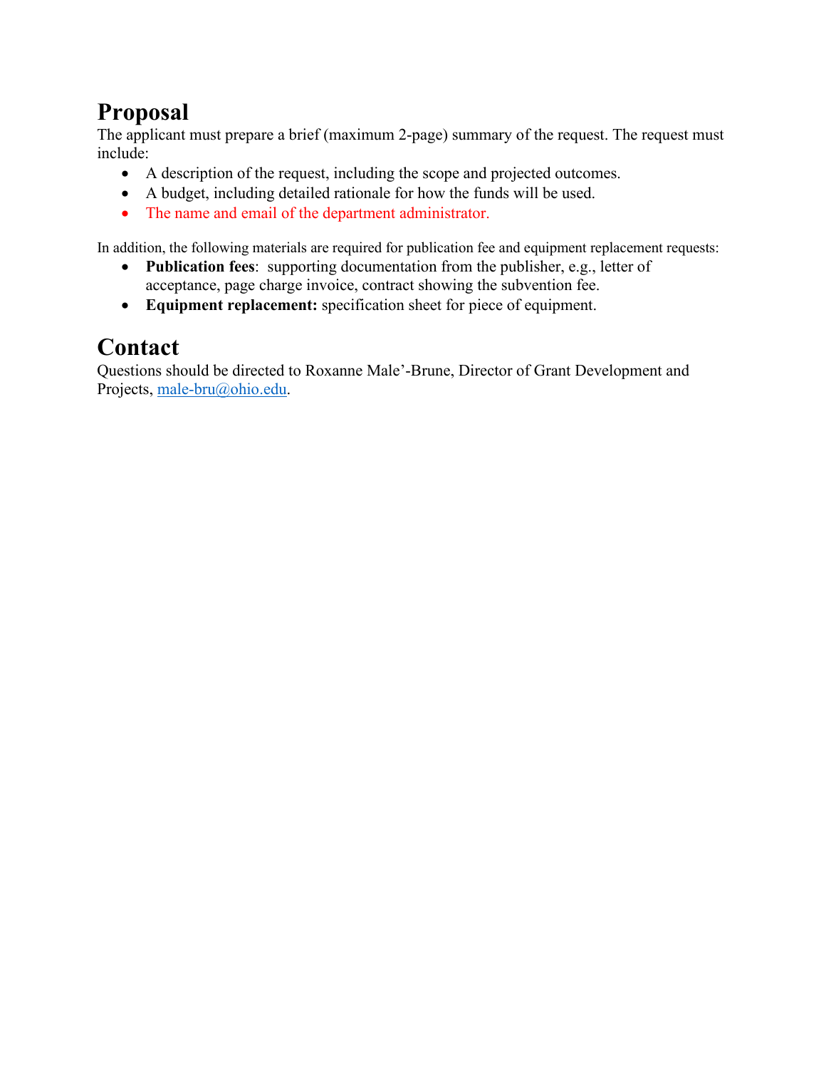## Proposal

The applicant must prepare a brief (maximum 2-page) summary of the request. The request must include:

- A description of the request, including the scope and projected outcomes.
- A budget, including detailed rationale for how the funds will be used.
- The name and email of the department administrator.

In addition, the following materials are required for publication fee and equipment replacement requests:

- **Publication fees**: supporting documentation from the publisher, e.g., letter of acceptance, page charge invoice, contract showing the subvention fee.
- **Equipment replacement:** specification sheet for piece of equipment.

## Contact

Questions should be directed to Roxanne Male'-Brune, Director of Grant Development and Projects, male-bru@ohio.edu.